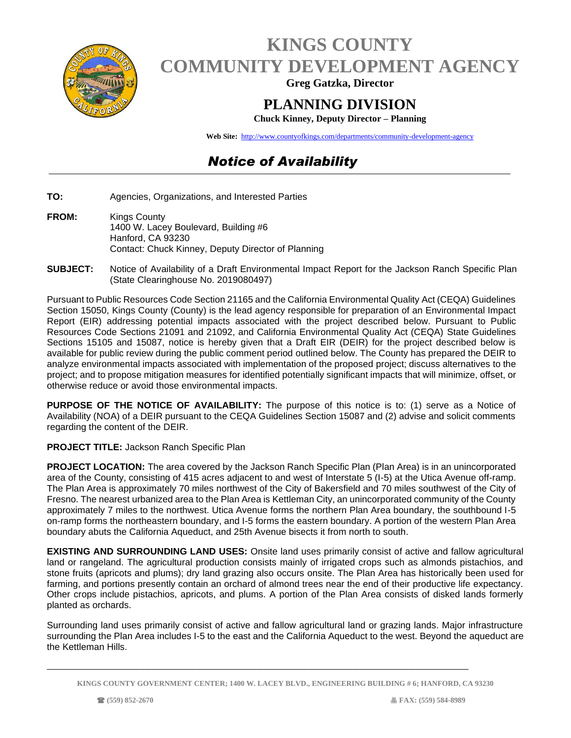# KINGS COUNTY
# COMMUNITY DEVELOPMENT AGENCY

**Greg Gatzka, Director**

## PLANNING DIVISION

**Chuck Kinney, Deputy Director – Planning**

**Web Site:** http://www.countyofkings.com/departments/community-development-agency

## *Notice of Availability*

**TO:** Agencies, Organizations, and Interested Parties

**FROM:** Kings County
1400 W. Lacey Boulevard, Building #6
Hanford, CA 93230
Contact: Chuck Kinney, Deputy Director of Planning

**SUBJECT:** Notice of Availability of a Draft Environmental Impact Report for the Jackson Ranch Specific Plan (State Clearinghouse No. 2019080497)

Pursuant to Public Resources Code Section 21165 and the California Environmental Quality Act (CEQA) Guidelines Section 15050, Kings County (County) is the lead agency responsible for preparation of an Environmental Impact Report (EIR) addressing potential impacts associated with the project described below. Pursuant to Public Resources Code Sections 21091 and 21092, and California Environmental Quality Act (CEQA) State Guidelines Sections 15105 and 15087, notice is hereby given that a Draft EIR (DEIR) for the project described below is available for public review during the public comment period outlined below. The County has prepared the DEIR to analyze environmental impacts associated with implementation of the proposed project; discuss alternatives to the project; and to propose mitigation measures for identified potentially significant impacts that will minimize, offset, or otherwise reduce or avoid those environmental impacts.

**PURPOSE OF THE NOTICE OF AVAILABILITY:** The purpose of this notice is to: (1) serve as a Notice of Availability (NOA) of a DEIR pursuant to the CEQA Guidelines Section 15087 and (2) advise and solicit comments regarding the content of the DEIR.

**PROJECT TITLE:** Jackson Ranch Specific Plan

**PROJECT LOCATION:** The area covered by the Jackson Ranch Specific Plan (Plan Area) is in an unincorporated area of the County, consisting of 415 acres adjacent to and west of Interstate 5 (I-5) at the Utica Avenue off-ramp. The Plan Area is approximately 70 miles northwest of the City of Bakersfield and 70 miles southwest of the City of Fresno. The nearest urbanized area to the Plan Area is Kettleman City, an unincorporated community of the County approximately 7 miles to the northwest. Utica Avenue forms the northern Plan Area boundary, the southbound I-5 on-ramp forms the northeastern boundary, and I-5 forms the eastern boundary. A portion of the western Plan Area boundary abuts the California Aqueduct, and 25th Avenue bisects it from north to south.

**EXISTING AND SURROUNDING LAND USES:** Onsite land uses primarily consist of active and fallow agricultural land or rangeland. The agricultural production consists mainly of irrigated crops such as almonds pistachios, and stone fruits (apricots and plums); dry land grazing also occurs onsite. The Plan Area has historically been used for farming, and portions presently contain an orchard of almond trees near the end of their productive life expectancy. Other crops include pistachios, apricots, and plums. A portion of the Plan Area consists of disked lands formerly planted as orchards.

Surrounding land uses primarily consist of active and fallow agricultural land or grazing lands. Major infrastructure surrounding the Plan Area includes I-5 to the east and the California Aqueduct to the west. Beyond the aqueduct are the Kettleman Hills.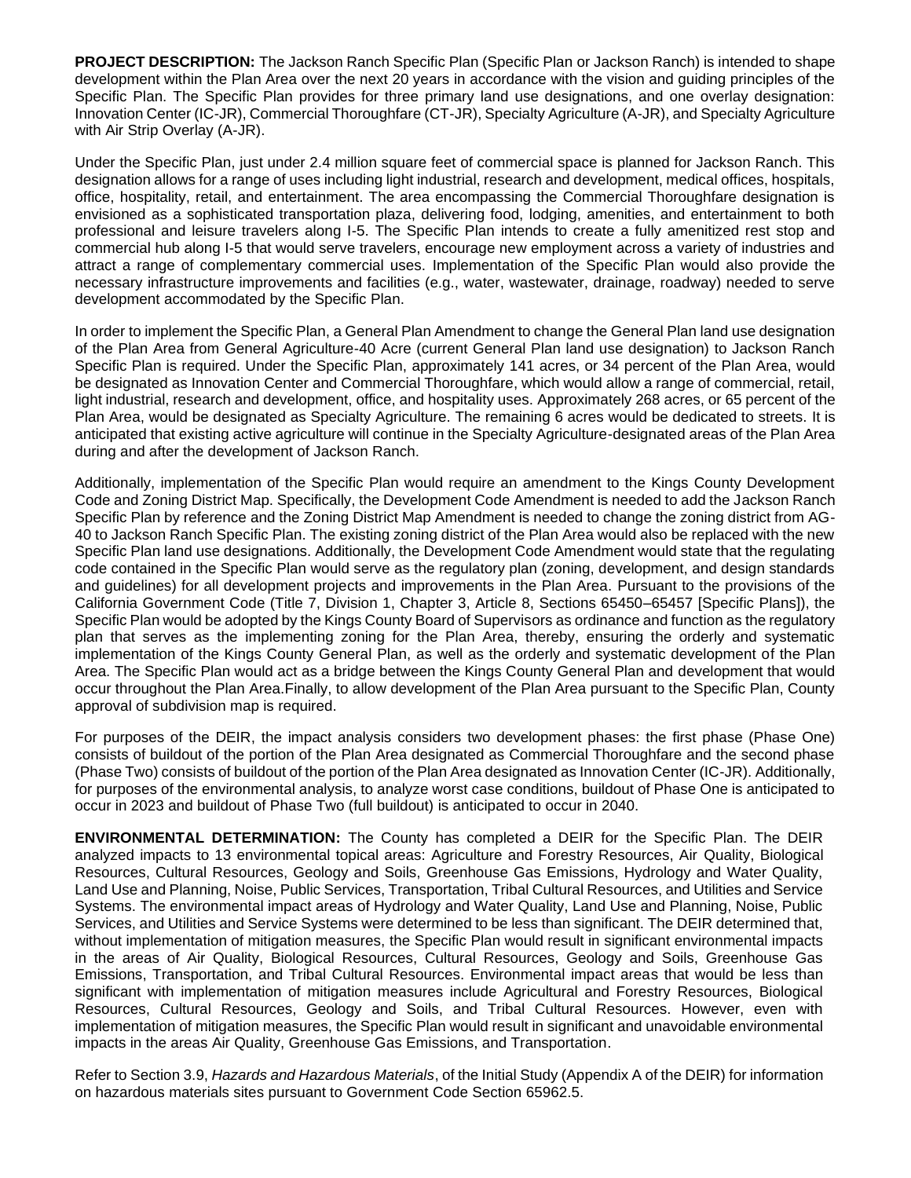**PROJECT DESCRIPTION:** The Jackson Ranch Specific Plan (Specific Plan or Jackson Ranch) is intended to shape development within the Plan Area over the next 20 years in accordance with the vision and guiding principles of the Specific Plan. The Specific Plan provides for three primary land use designations, and one overlay designation: Innovation Center (IC-JR), Commercial Thoroughfare (CT-JR), Specialty Agriculture (A-JR), and Specialty Agriculture with Air Strip Overlay (A-JR).

Under the Specific Plan, just under 2.4 million square feet of commercial space is planned for Jackson Ranch. This designation allows for a range of uses including light industrial, research and development, medical offices, hospitals, office, hospitality, retail, and entertainment. The area encompassing the Commercial Thoroughfare designation is envisioned as a sophisticated transportation plaza, delivering food, lodging, amenities, and entertainment to both professional and leisure travelers along I-5. The Specific Plan intends to create a fully amenitized rest stop and commercial hub along I-5 that would serve travelers, encourage new employment across a variety of industries and attract a range of complementary commercial uses. Implementation of the Specific Plan would also provide the necessary infrastructure improvements and facilities (e.g., water, wastewater, drainage, roadway) needed to serve development accommodated by the Specific Plan.

In order to implement the Specific Plan, a General Plan Amendment to change the General Plan land use designation of the Plan Area from General Agriculture-40 Acre (current General Plan land use designation) to Jackson Ranch Specific Plan is required. Under the Specific Plan, approximately 141 acres, or 34 percent of the Plan Area, would be designated as Innovation Center and Commercial Thoroughfare, which would allow a range of commercial, retail, light industrial, research and development, office, and hospitality uses. Approximately 268 acres, or 65 percent of the Plan Area, would be designated as Specialty Agriculture. The remaining 6 acres would be dedicated to streets. It is anticipated that existing active agriculture will continue in the Specialty Agriculture-designated areas of the Plan Area during and after the development of Jackson Ranch.

Additionally, implementation of the Specific Plan would require an amendment to the Kings County Development Code and Zoning District Map. Specifically, the Development Code Amendment is needed to add the Jackson Ranch Specific Plan by reference and the Zoning District Map Amendment is needed to change the zoning district from AG-40 to Jackson Ranch Specific Plan. The existing zoning district of the Plan Area would also be replaced with the new Specific Plan land use designations. Additionally, the Development Code Amendment would state that the regulating code contained in the Specific Plan would serve as the regulatory plan (zoning, development, and design standards and guidelines) for all development projects and improvements in the Plan Area. Pursuant to the provisions of the California Government Code (Title 7, Division 1, Chapter 3, Article 8, Sections 65450–65457 [Specific Plans]), the Specific Plan would be adopted by the Kings County Board of Supervisors as ordinance and function as the regulatory plan that serves as the implementing zoning for the Plan Area, thereby, ensuring the orderly and systematic implementation of the Kings County General Plan, as well as the orderly and systematic development of the Plan Area. The Specific Plan would act as a bridge between the Kings County General Plan and development that would occur throughout the Plan Area.Finally, to allow development of the Plan Area pursuant to the Specific Plan, County approval of subdivision map is required.

For purposes of the DEIR, the impact analysis considers two development phases: the first phase (Phase One) consists of buildout of the portion of the Plan Area designated as Commercial Thoroughfare and the second phase (Phase Two) consists of buildout of the portion of the Plan Area designated as Innovation Center (IC-JR). Additionally, for purposes of the environmental analysis, to analyze worst case conditions, buildout of Phase One is anticipated to occur in 2023 and buildout of Phase Two (full buildout) is anticipated to occur in 2040.

**ENVIRONMENTAL DETERMINATION:** The County has completed a DEIR for the Specific Plan. The DEIR analyzed impacts to 13 environmental topical areas: Agriculture and Forestry Resources, Air Quality, Biological Resources, Cultural Resources, Geology and Soils, Greenhouse Gas Emissions, Hydrology and Water Quality, Land Use and Planning, Noise, Public Services, Transportation, Tribal Cultural Resources, and Utilities and Service Systems. The environmental impact areas of Hydrology and Water Quality, Land Use and Planning, Noise, Public Services, and Utilities and Service Systems were determined to be less than significant. The DEIR determined that, without implementation of mitigation measures, the Specific Plan would result in significant environmental impacts in the areas of Air Quality, Biological Resources, Cultural Resources, Geology and Soils, Greenhouse Gas Emissions, Transportation, and Tribal Cultural Resources. Environmental impact areas that would be less than significant with implementation of mitigation measures include Agricultural and Forestry Resources, Biological Resources, Cultural Resources, Geology and Soils, and Tribal Cultural Resources. However, even with implementation of mitigation measures, the Specific Plan would result in significant and unavoidable environmental impacts in the areas Air Quality, Greenhouse Gas Emissions, and Transportation.

Refer to Section 3.9, *Hazards and Hazardous Materials*, of the Initial Study (Appendix A of the DEIR) for information on hazardous materials sites pursuant to Government Code Section 65962.5.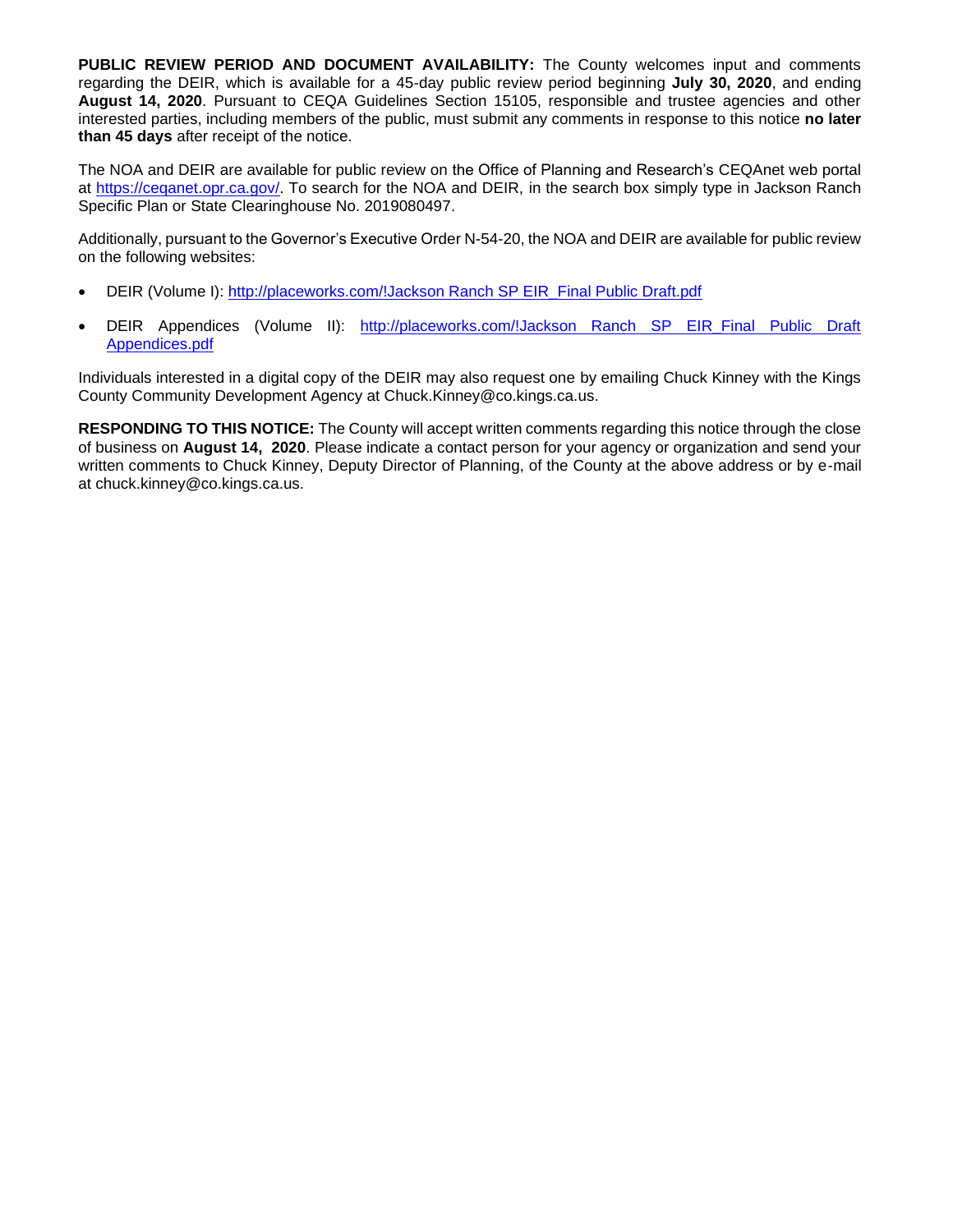**PUBLIC REVIEW PERIOD AND DOCUMENT AVAILABILITY:** The County welcomes input and comments regarding the DEIR, which is available for a 45-day public review period beginning **July 30, 2020**, and ending **August 14, 2020**. Pursuant to CEQA Guidelines Section 15105, responsible and trustee agencies and other interested parties, including members of the public, must submit any comments in response to this notice **no later than 45 days** after receipt of the notice.

The NOA and DEIR are available for public review on the Office of Planning and Research's CEQAnet web portal at https://ceqanet.opr.ca.gov/. To search for the NOA and DEIR, in the search box simply type in Jackson Ranch Specific Plan or State Clearinghouse No. 2019080497.

Additionally, pursuant to the Governor's Executive Order N-54-20, the NOA and DEIR are available for public review on the following websites:

- DEIR (Volume I): http://placeworks.com/!Jackson Ranch SP EIR_Final Public Draft.pdf
- DEIR Appendices (Volume II): http://placeworks.com/!Jackson Ranch SP EIR_Final Public Draft Appendices.pdf

Individuals interested in a digital copy of the DEIR may also request one by emailing Chuck Kinney with the Kings County Community Development Agency at Chuck.Kinney@co.kings.ca.us.

**RESPONDING TO THIS NOTICE:** The County will accept written comments regarding this notice through the close of business on **August 14, 2020**. Please indicate a contact person for your agency or organization and send your written comments to Chuck Kinney, Deputy Director of Planning, of the County at the above address or by e-mail at chuck.kinney@co.kings.ca.us.